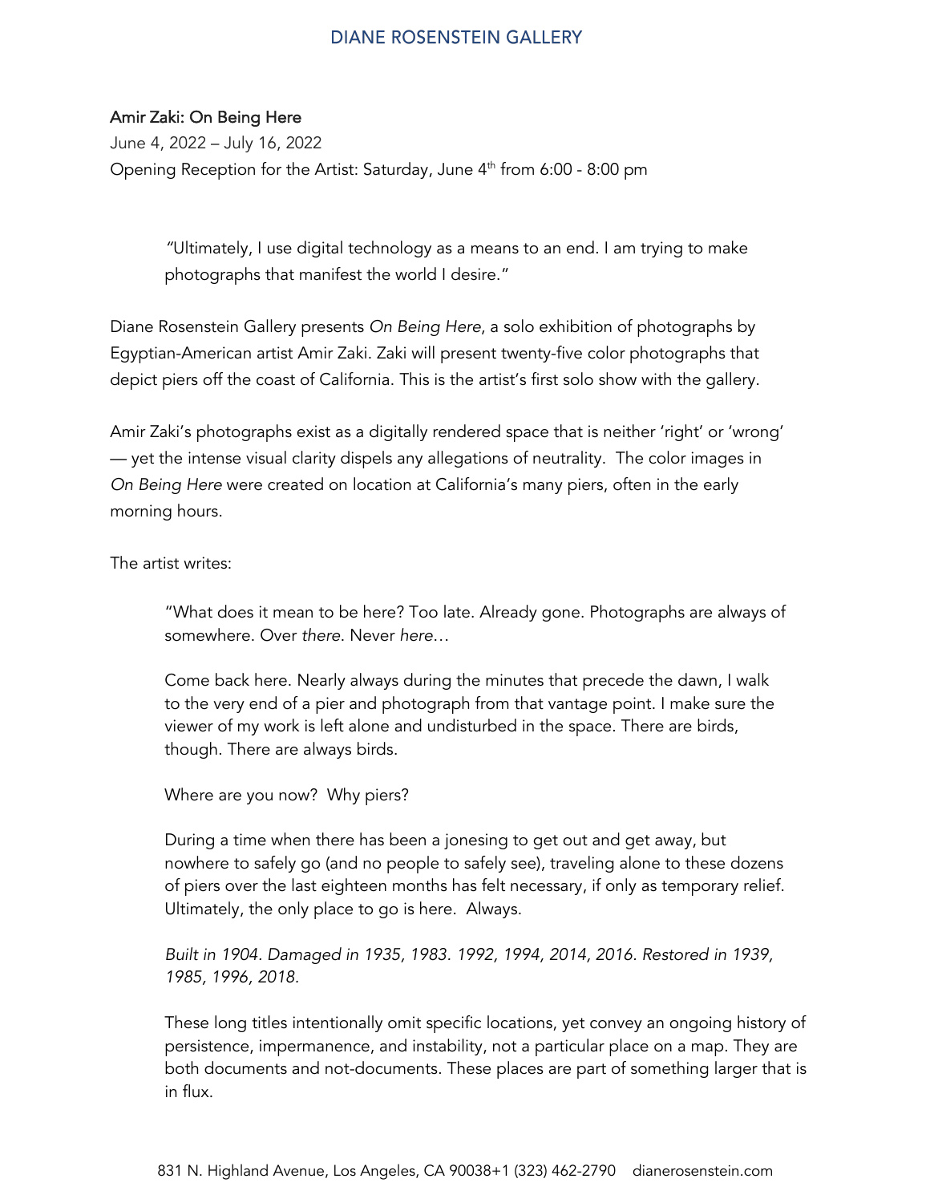# DIANE ROSENSTEIN GALLERY

## Amir Zaki: On Being Here

June 4, 2022 – July 16, 2022

Opening Reception for the Artist: Saturday, June 4th from 6:00 - 8:00 pm

> "Ultimately, I use digital technology as a means to an end. I am trying to make photographs that manifest the world I desire."

Diane Rosenstein Gallery presents *On Being Here*, a solo exhibition of photographs by Egyptian-American artist Amir Zaki. Zaki will present twenty-five color photographs that depict piers off the coast of California. This is the artist's first solo show with the gallery.

Amir Zaki's photographs exist as a digitally rendered space that is neither 'right' or 'wrong' — yet the intense visual clarity dispels any allegations of neutrality. The color images in *On Being Here* were created on location at California's many piers, often in the early morning hours.

The artist writes:

> "What does it mean to be here? Too late. Already gone. Photographs are always of somewhere. Over *there*. Never *here*…
>
> Come back here. Nearly always during the minutes that precede the dawn, I walk to the very end of a pier and photograph from that vantage point. I make sure the viewer of my work is left alone and undisturbed in the space. There are birds, though. There are always birds.
>
> Where are you now? Why piers?
>
> During a time when there has been a jonesing to get out and get away, but nowhere to safely go (and no people to safely see), traveling alone to these dozens of piers over the last eighteen months has felt necessary, if only as temporary relief. Ultimately, the only place to go is here. Always.
>
> *Built in 1904. Damaged in 1935, 1983. 1992, 1994, 2014, 2016. Restored in 1939, 1985, 1996, 2018.*
>
> These long titles intentionally omit specific locations, yet convey an ongoing history of persistence, impermanence, and instability, not a particular place on a map. They are both documents and not-documents. These places are part of something larger that is in flux.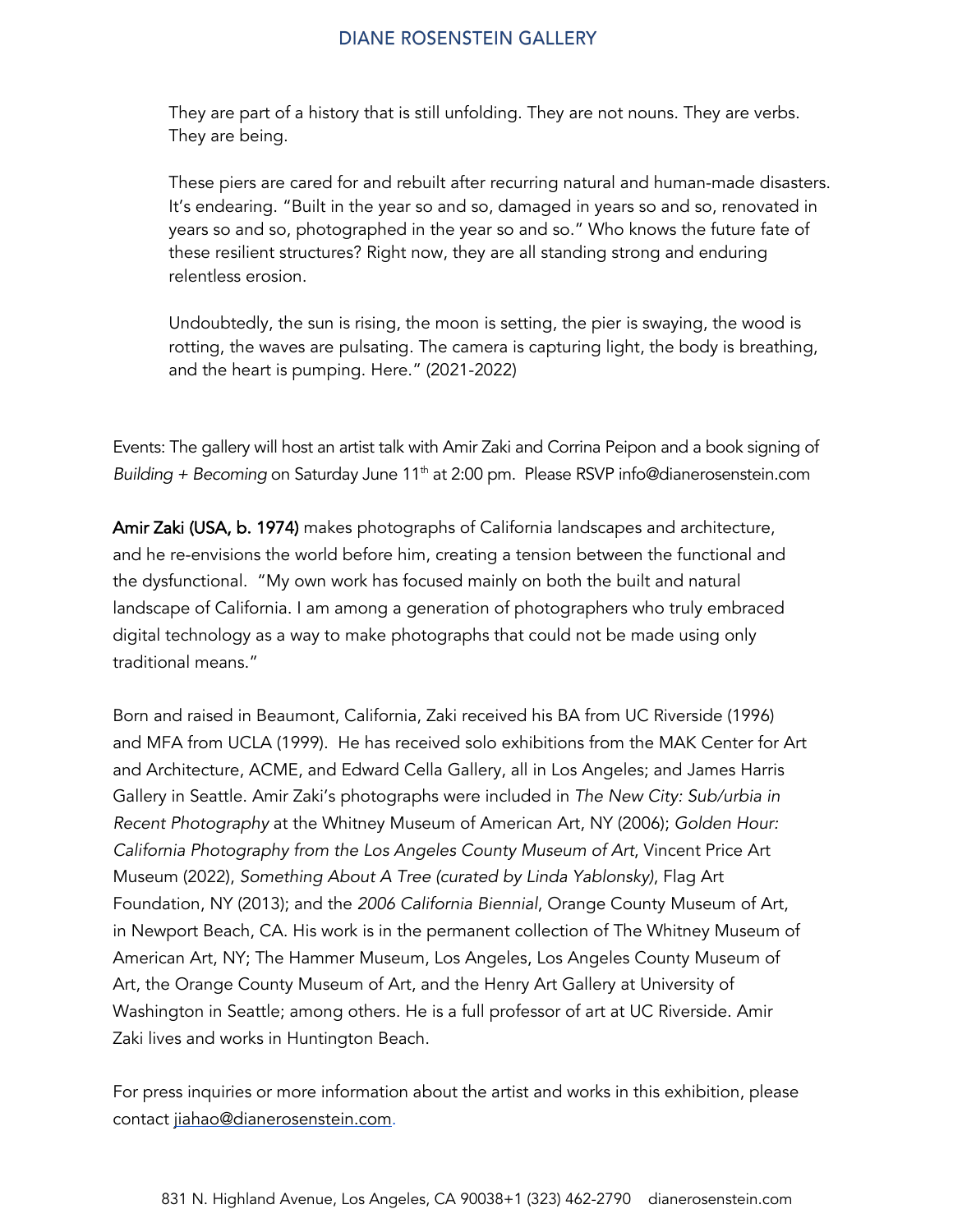They are part of a history that is still unfolding. They are not nouns. They are verbs. They are being.

These piers are cared for and rebuilt after recurring natural and human-made disasters. It's endearing. "Built in the year so and so, damaged in years so and so, renovated in years so and so, photographed in the year so and so." Who knows the future fate of these resilient structures? Right now, they are all standing strong and enduring relentless erosion.

Undoubtedly, the sun is rising, the moon is setting, the pier is swaying, the wood is rotting, the waves are pulsating. The camera is capturing light, the body is breathing, and the heart is pumping. Here." (2021-2022)

Events: The gallery will host an artist talk with Amir Zaki and Corrina Peipon and a book signing of *Building + Becoming* on Saturday June 11th at 2:00 pm. Please RSVP info@dianerosenstein.com

**Amir Zaki (USA, b. 1974)** makes photographs of California landscapes and architecture, and he re-envisions the world before him, creating a tension between the functional and the dysfunctional. "My own work has focused mainly on both the built and natural landscape of California. I am among a generation of photographers who truly embraced digital technology as a way to make photographs that could not be made using only traditional means."

Born and raised in Beaumont, California, Zaki received his BA from UC Riverside (1996) and MFA from UCLA (1999). He has received solo exhibitions from the MAK Center for Art and Architecture, ACME, and Edward Cella Gallery, all in Los Angeles; and James Harris Gallery in Seattle. Amir Zaki's photographs were included in *The New City: Sub/urbia in Recent Photography* at the Whitney Museum of American Art, NY (2006); *Golden Hour: California Photography from the Los Angeles County Museum of Art*, Vincent Price Art Museum (2022), *Something About A Tree (curated by Linda Yablonsky)*, Flag Art Foundation, NY (2013); and the *2006 California Biennial*, Orange County Museum of Art, in Newport Beach, CA. His work is in the permanent collection of The Whitney Museum of American Art, NY; The Hammer Museum, Los Angeles, Los Angeles County Museum of Art, the Orange County Museum of Art, and the Henry Art Gallery at University of Washington in Seattle; among others. He is a full professor of art at UC Riverside. Amir Zaki lives and works in Huntington Beach.

For press inquiries or more information about the artist and works in this exhibition, please contact jiahao@dianerosenstein.com.